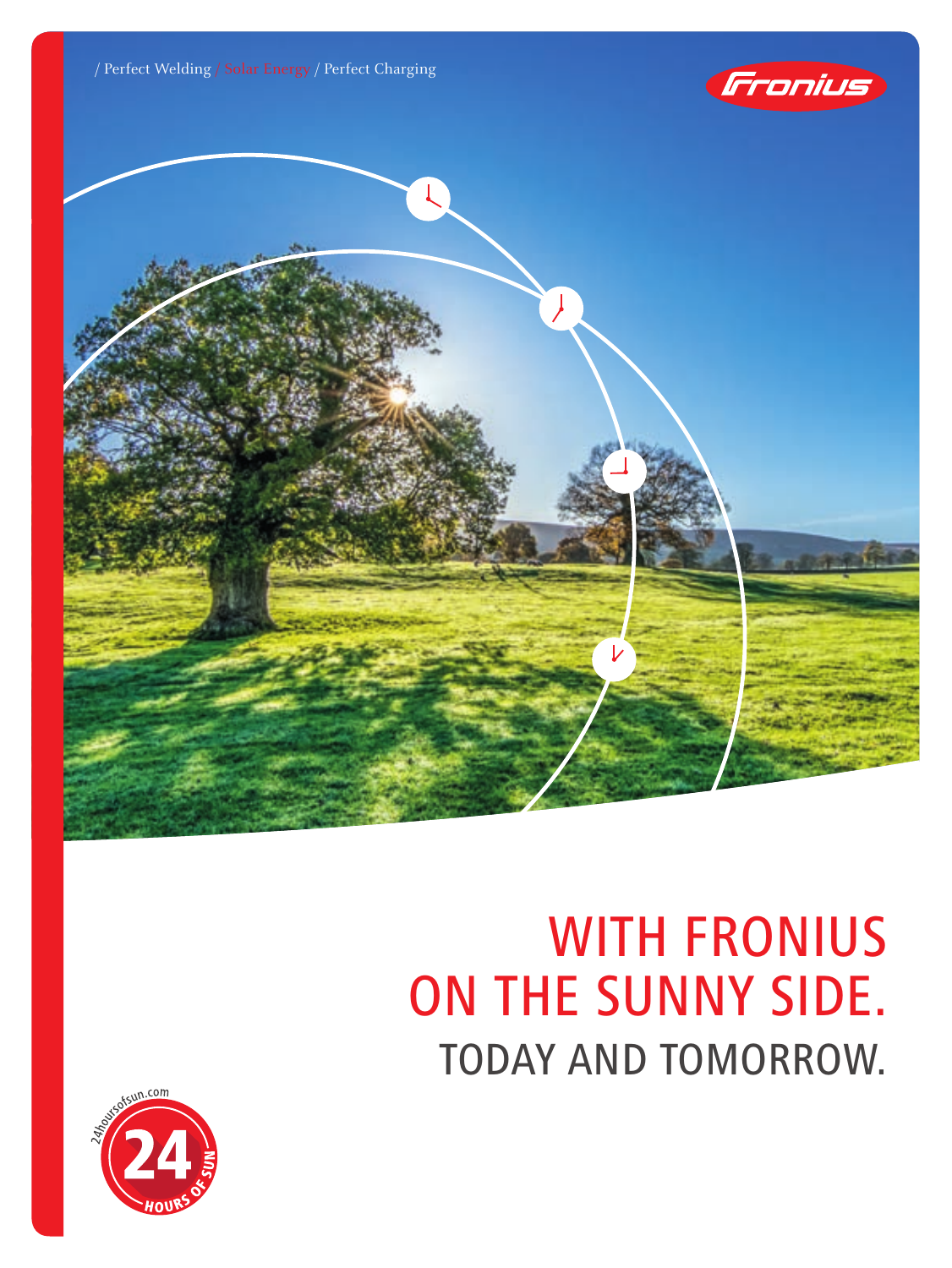/ Perfect Welding / Solar Energy / Perfect Charging

# WITH FRONIUS ON THE SUNNY SIDE.

## TODAY AND TOMORROW.

24hoursofsun.com

24 HOURS OF SUN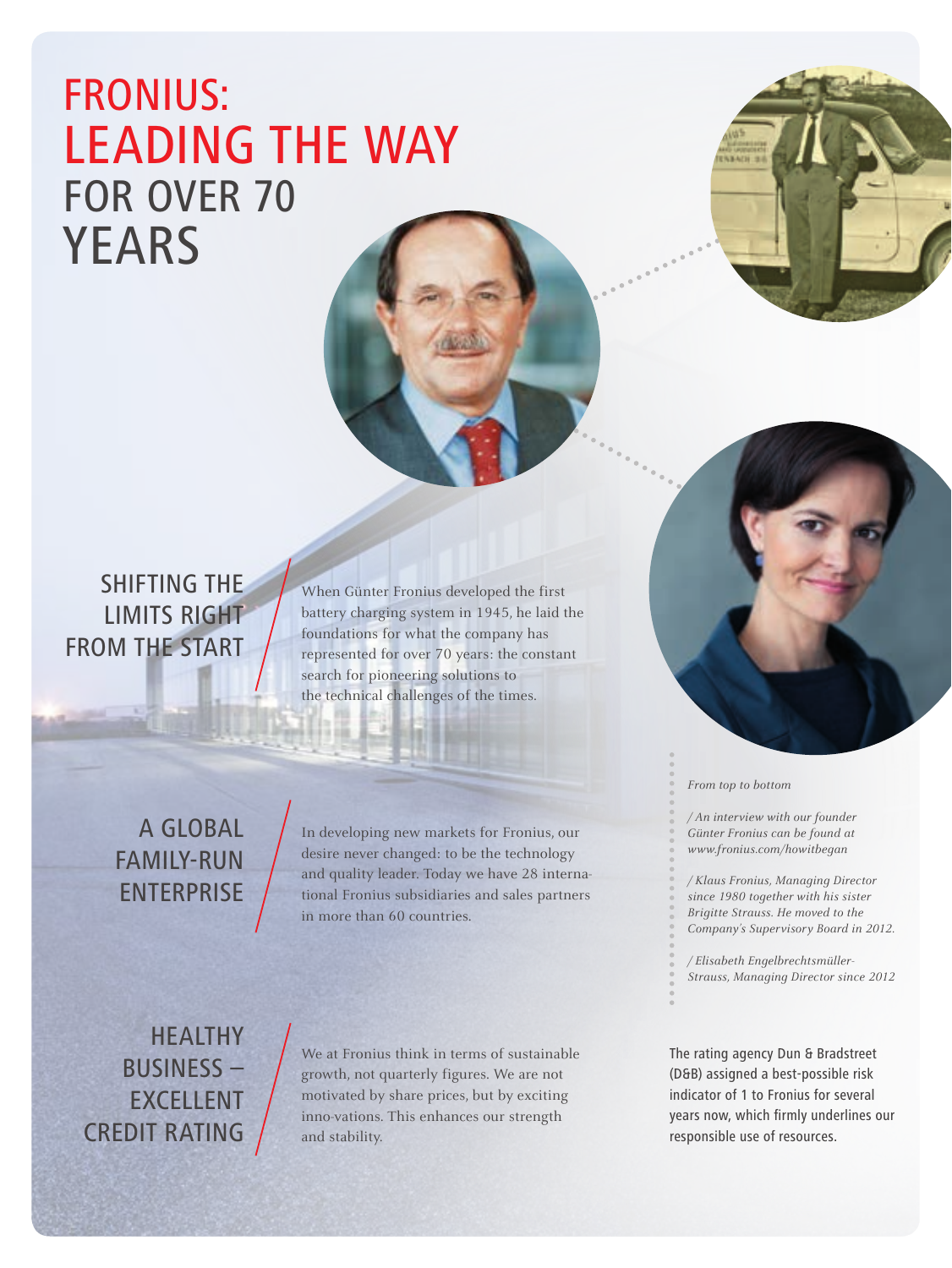# FRONIUS: LEADING THE WAY FOR OVER 70 YEARS

## SHIFTING THE LIMITS RIGHT FROM THE START

When Günter Fronius developed the first battery charging system in 1945, he laid the foundations for what the company has represented for over 70 years: the constant search for pioneering solutions to the technical challenges of the times.

## A GLOBAL FAMILY-RUN ENTERPRISE

In developing new markets for Fronius, our desire never changed: to be the technology and quality leader. Today we have 28 international Fronius subsidiaries and sales partners in more than 60 countries.

## HEALTHY BUSINESS – EXCELLENT CREDIT RATING

We at Fronius think in terms of sustainable growth, not quarterly figures. We are not motivated by share prices, but by exciting inno-vations. This enhances our strength and stability.

*From top to bottom*

*/ An interview with our founder Günter Fronius can be found at www.fronius.com/howitbegan*

*/ Klaus Fronius, Managing Director since 1980 together with his sister Brigitte Strauss. He moved to the Company's Supervisory Board in 2012.*

*/ Elisabeth Engelbrechtsmüller-Strauss, Managing Director since 2012*

The rating agency Dun & Bradstreet (D&B) assigned a best-possible risk indicator of 1 to Fronius for several years now, which firmly underlines our responsible use of resources.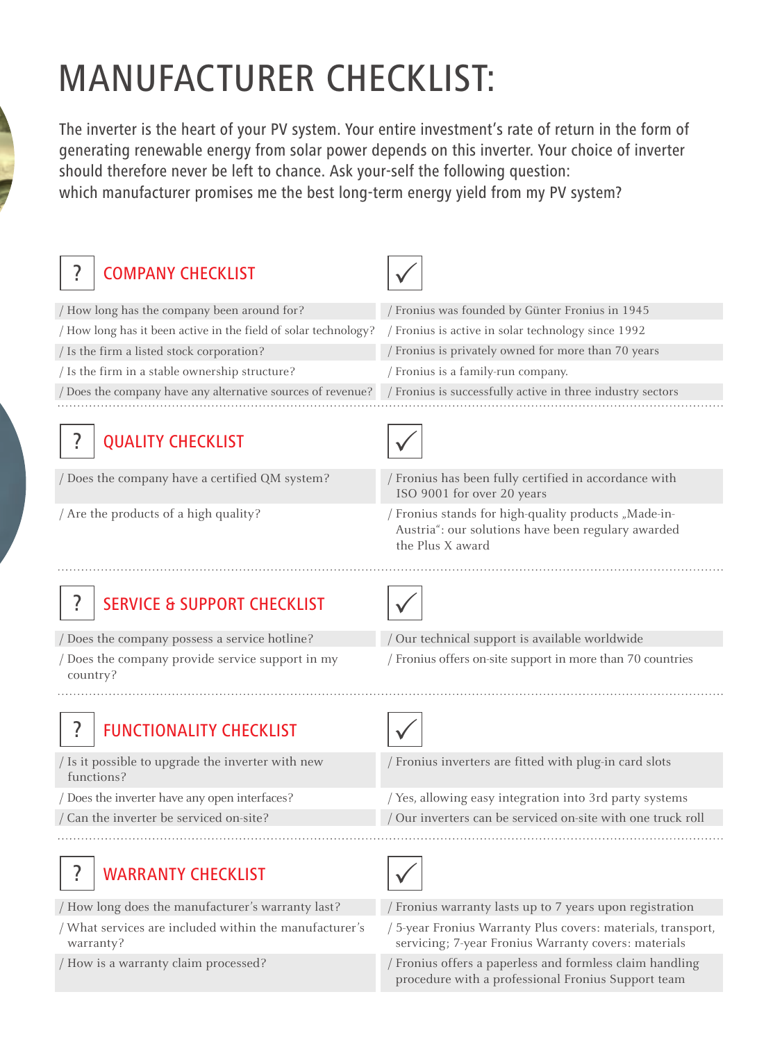# MANUFACTURER CHECKLIST:

The inverter is the heart of your PV system. Your entire investment's rate of return in the form of generating renewable energy from solar power depends on this inverter. Your choice of inverter should therefore never be left to chance. Ask your-self the following question: which manufacturer promises me the best long-term energy yield from my PV system?

## COMPANY CHECKLIST

| ? | ✓ |
|---|---|
| / How long has the company been around for? | / Fronius was founded by Günter Fronius in 1945 |
| / How long has it been active in the field of solar technology? | / Fronius is active in solar technology since 1992 |
| / Is the firm a listed stock corporation? | / Fronius is privately owned for more than 70 years |
| / Is the firm in a stable ownership structure? | / Fronius is a family-run company. |
| / Does the company have any alternative sources of revenue? | / Fronius is successfully active in three industry sectors |

## QUALITY CHECKLIST

| ? | ✓ |
|---|---|
| / Does the company have a certified QM system? | / Fronius has been fully certified in accordance with ISO 9001 for over 20 years |
| / Are the products of a high quality? | / Fronius stands for high-quality products „Made-in-Austria": our solutions have been regulary awarded the Plus X award |

## SERVICE & SUPPORT CHECKLIST

| ? | ✓ |
|---|---|
| / Does the company possess a service hotline? | / Our technical support is available worldwide |
| / Does the company provide service support in my country? | / Fronius offers on-site support in more than 70 countries |

## FUNCTIONALITY CHECKLIST

| ? | ✓ |
|---|---|
| / Is it possible to upgrade the inverter with new functions? | / Fronius inverters are fitted with plug-in card slots |
| / Does the inverter have any open interfaces? | / Yes, allowing easy integration into 3rd party systems |
| / Can the inverter be serviced on-site? | / Our inverters can be serviced on-site with one truck roll |

## WARRANTY CHECKLIST

| ? | ✓ |
|---|---|
| / How long does the manufacturer's warranty last? | / Fronius warranty lasts up to 7 years upon registration |
| / What services are included within the manufacturer's warranty? | / 5-year Fronius Warranty Plus covers: materials, transport, servicing; 7-year Fronius Warranty covers: materials |
| / How is a warranty claim processed? | / Fronius offers a paperless and formless claim handling procedure with a professional Fronius Support team |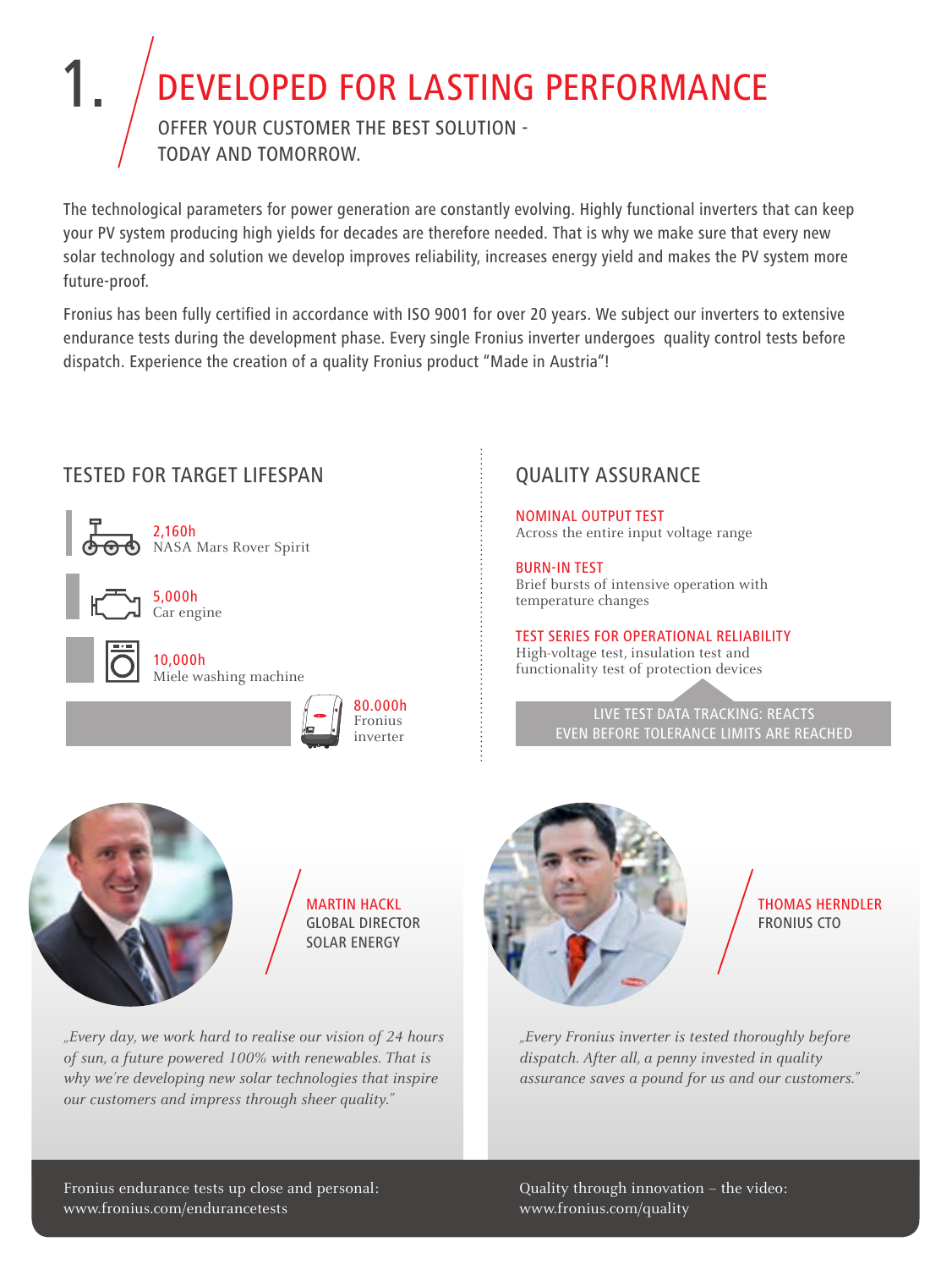# 1. DEVELOPED FOR LASTING PERFORMANCE

## OFFER YOUR CUSTOMER THE BEST SOLUTION - TODAY AND TOMORROW.

The technological parameters for power generation are constantly evolving. Highly functional inverters that can keep your PV system producing high yields for decades are therefore needed. That is why we make sure that every new solar technology and solution we develop improves reliability, increases energy yield and makes the PV system more future-proof.

Fronius has been fully certified in accordance with ISO 9001 for over 20 years. We subject our inverters to extensive endurance tests during the development phase. Every single Fronius inverter undergoes quality control tests before dispatch. Experience the creation of a quality Fronius product "Made in Austria"!

### TESTED FOR TARGET LIFESPAN

- **2,160h** NASA Mars Rover Spirit
- **5,000h** Car engine
- **10,000h** Miele washing machine
- **80.000h** Fronius inverter

### QUALITY ASSURANCE

**NOMINAL OUTPUT TEST**
Across the entire input voltage range

**BURN-IN TEST**
Brief bursts of intensive operation with temperature changes

**TEST SERIES FOR OPERATIONAL RELIABILITY**
High-voltage test, insulation test and functionality test of protection devices

LIVE TEST DATA TRACKING: REACTS EVEN BEFORE TOLERANCE LIMITS ARE REACHED

**MARTIN HACKL**
GLOBAL DIRECTOR SOLAR ENERGY

*„Every day, we work hard to realise our vision of 24 hours of sun, a future powered 100% with renewables. That is why we're developing new solar technologies that inspire our customers and impress through sheer quality."*

Fronius endurance tests up close and personal:
www.fronius.com/endurancetests

**THOMAS HERNDLER**
FRONIUS CTO

*„Every Fronius inverter is tested thoroughly before dispatch. After all, a penny invested in quality assurance saves a pound for us and our customers."*

Quality through innovation – the video:
www.fronius.com/quality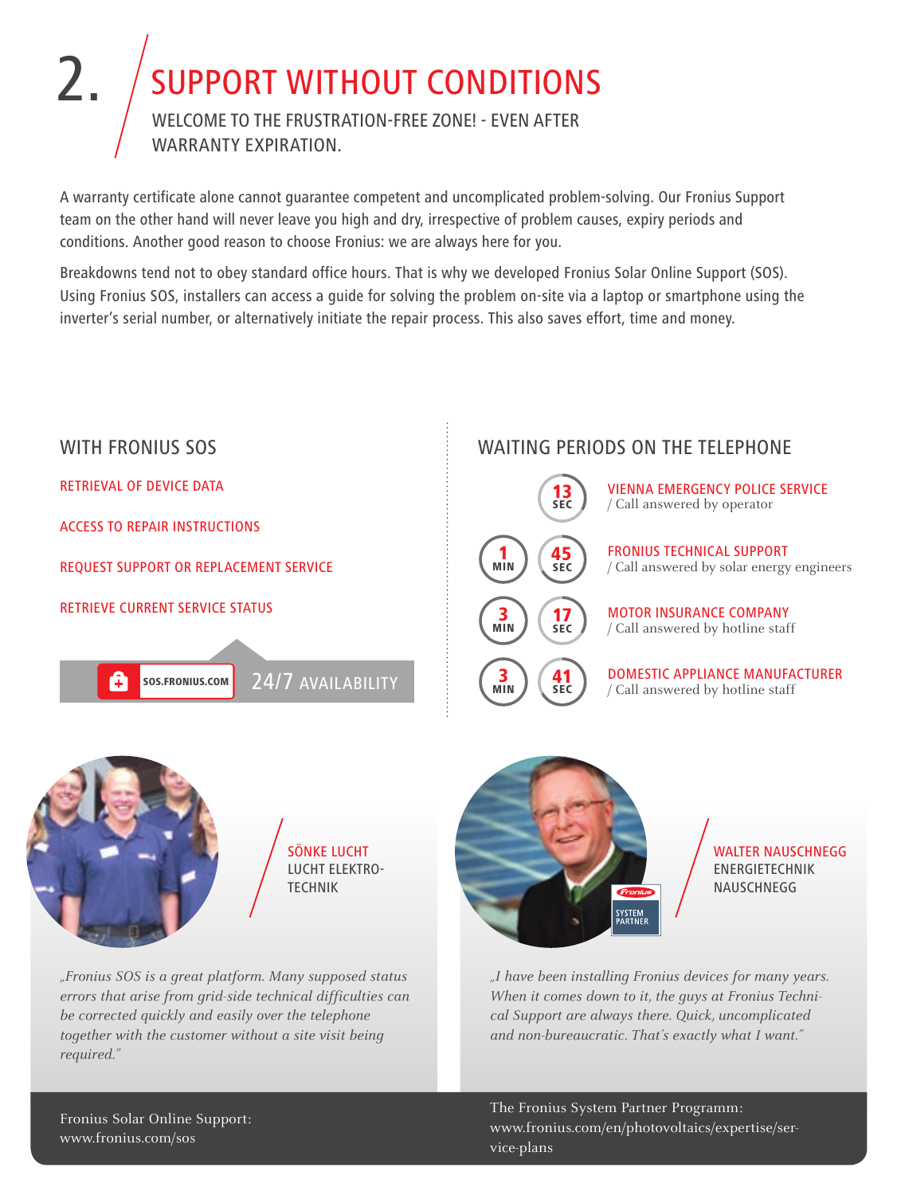# 2. SUPPORT WITHOUT CONDITIONS

WELCOME TO THE FRUSTRATION-FREE ZONE! - EVEN AFTER WARRANTY EXPIRATION.

A warranty certificate alone cannot guarantee competent and uncomplicated problem-solving. Our Fronius Support team on the other hand will never leave you high and dry, irrespective of problem causes, expiry periods and conditions. Another good reason to choose Fronius: we are always here for you.

Breakdowns tend not to obey standard office hours. That is why we developed Fronius Solar Online Support (SOS). Using Fronius SOS, installers can access a guide for solving the problem on-site via a laptop or smartphone using the inverter's serial number, or alternatively initiate the repair process. This also saves effort, time and money.

## WITH FRONIUS SOS

- RETRIEVAL OF DEVICE DATA
- ACCESS TO REPAIR INSTRUCTIONS
- REQUEST SUPPORT OR REPLACEMENT SERVICE
- RETRIEVE CURRENT SERVICE STATUS

SOS.FRONIUS.COM — 24/7 AVAILABILITY

## WAITING PERIODS ON THE TELEPHONE

- **13 SEC** — VIENNA EMERGENCY POLICE SERVICE / Call answered by operator
- **1 MIN 45 SEC** — FRONIUS TECHNICAL SUPPORT / Call answered by solar energy engineers
- **3 MIN 17 SEC** — MOTOR INSURANCE COMPANY / Call answered by hotline staff
- **3 MIN 41 SEC** — DOMESTIC APPLIANCE MANUFACTURER / Call answered by hotline staff

SÖNKE LUCHT
LUCHT ELEKTROTECHNIK

*„Fronius SOS is a great platform. Many supposed status errors that arise from grid-side technical difficulties can be corrected quickly and easily over the telephone together with the customer without a site visit being required."*

Fronius Solar Online Support:
www.fronius.com/sos

WALTER NAUSCHNEGG
ENERGIETECHNIK NAUSCHNEGG

*„I have been installing Fronius devices for many years. When it comes down to it, the guys at Fronius Technical Support are always there. Quick, uncomplicated and non-bureaucratic. That's exactly what I want."*

The Fronius System Partner Programm:
www.fronius.com/en/photovoltaics/expertise/service-plans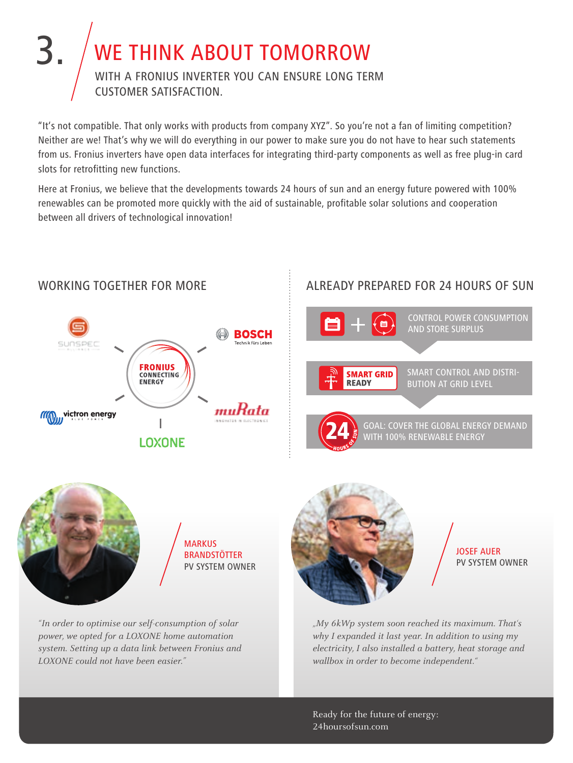# 3. WE THINK ABOUT TOMORROW

WITH A FRONIUS INVERTER YOU CAN ENSURE LONG TERM CUSTOMER SATISFACTION.

"It's not compatible. That only works with products from company XYZ". So you're not a fan of limiting competition? Neither are we! That's why we will do everything in our power to make sure you do not have to hear such statements from us. Fronius inverters have open data interfaces for integrating third-party components as well as free plug-in card slots for retrofitting new functions.

Here at Fronius, we believe that the developments towards 24 hours of sun and an energy future powered with 100% renewables can be promoted more quickly with the aid of sustainable, profitable solar solutions and cooperation between all drivers of technological innovation!

## WORKING TOGETHER FOR MORE

FRONIUS CONNECTING ENERGY

SUNSPEC ALLIANCE · BOSCH Technik fürs Leben · victron energy · muRata · LOXONE

## ALREADY PREPARED FOR 24 HOURS OF SUN

CONTROL POWER CONSUMPTION AND STORE SURPLUS

SMART GRID READY — SMART CONTROL AND DISTRIBUTION AT GRID LEVEL

24 HOURS OF SUN — GOAL: COVER THE GLOBAL ENERGY DEMAND WITH 100% RENEWABLE ENERGY

**MARKUS BRANDSTÖTTER**
PV SYSTEM OWNER

*"In order to optimise our self-consumption of solar power, we opted for a LOXONE home automation system. Setting up a data link between Fronius and LOXONE could not have been easier."*

**JOSEF AUER**
PV SYSTEM OWNER

*„My 6kWp system soon reached its maximum. That's why I expanded it last year. In addition to using my electricity, I also installed a battery, heat storage and wallbox in order to become independent."*

Ready for the future of energy:
24hoursofsun.com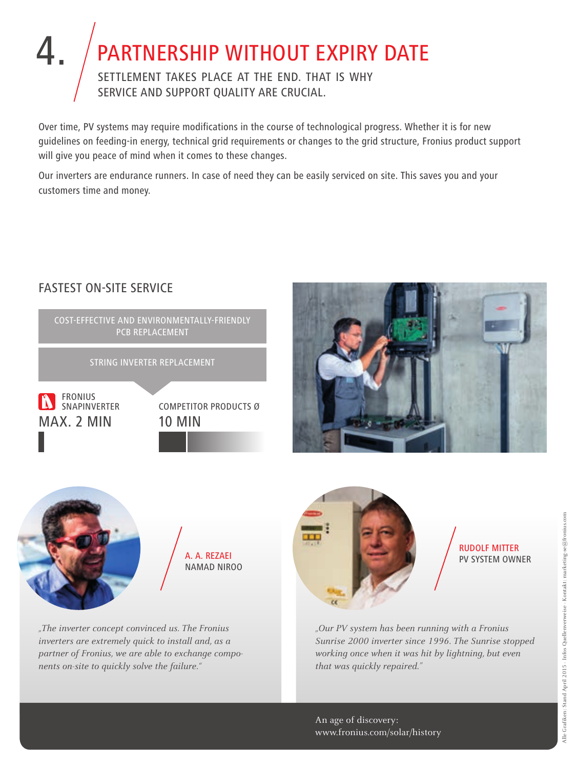# 4. PARTNERSHIP WITHOUT EXPIRY DATE

SETTLEMENT TAKES PLACE AT THE END. THAT IS WHY SERVICE AND SUPPORT QUALITY ARE CRUCIAL.

Over time, PV systems may require modifications in the course of technological progress. Whether it is for new guidelines on feeding-in energy, technical grid requirements or changes to the grid structure, Fronius product support will give you peace of mind when it comes to these changes.

Our inverters are endurance runners. In case of need they can be easily serviced on site. This saves you and your customers time and money.

## FASTEST ON-SITE SERVICE

COST-EFFECTIVE AND ENVIRONMENTALLY-FRIENDLY PCB REPLACEMENT

STRING INVERTER REPLACEMENT

FRONIUS SNAPINVERTER
MAX. 2 MIN

COMPETITOR PRODUCTS Ø
10 MIN

A. A. REZAEI
NAMAD NIROO

*„The inverter concept convinced us. The Fronius inverters are extremely quick to install and, as a partner of Fronius, we are able to exchange components on-site to quickly solve the failure."*

RUDOLF MITTER
PV SYSTEM OWNER

*„Our PV system has been running with a Fronius Sunrise 2000 inverter since 1996. The Sunrise stopped working once when it was hit by lightning, but even that was quickly repaired."*

An age of discovery:
www.fronius.com/solar/history

Alle Grafiken: Stand April 2015 · Infos Quellenverweise · Kontakt: marketing-se@fronius.com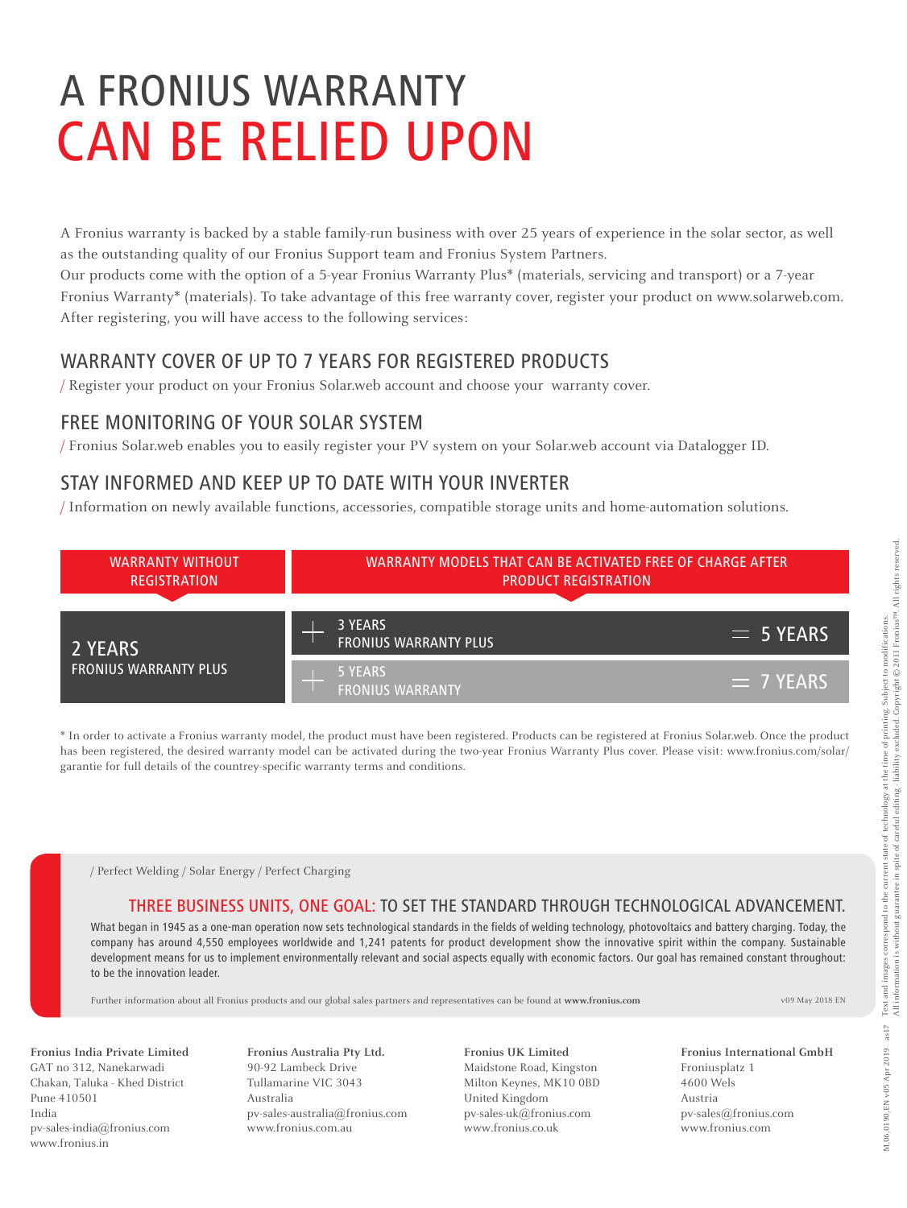# A FRONIUS WARRANTY CAN BE RELIED UPON

A Fronius warranty is backed by a stable family-run business with over 25 years of experience in the solar sector, as well as the outstanding quality of our Fronius Support team and Fronius System Partners.
Our products come with the option of a 5-year Fronius Warranty Plus* (materials, servicing and transport) or a 7-year Fronius Warranty* (materials). To take advantage of this free warranty cover, register your product on www.solarweb.com. After registering, you will have access to the following services:

## WARRANTY COVER OF UP TO 7 YEARS FOR REGISTERED PRODUCTS

/ Register your product on your Fronius Solar.web account and choose your warranty cover.

## FREE MONITORING OF YOUR SOLAR SYSTEM

/ Fronius Solar.web enables you to easily register your PV system on your Solar.web account via Datalogger ID.

## STAY INFORMED AND KEEP UP TO DATE WITH YOUR INVERTER

/ Information on newly available functions, accessories, compatible storage units and home-automation solutions.

| WARRANTY WITHOUT REGISTRATION | WARRANTY MODELS THAT CAN BE ACTIVATED FREE OF CHARGE AFTER PRODUCT REGISTRATION | |
|---|---|---|
| 2 YEARS FRONIUS WARRANTY PLUS | + 3 YEARS FRONIUS WARRANTY PLUS | = 5 YEARS |
| | + 5 YEARS FRONIUS WARRANTY | = 7 YEARS |

* In order to activate a Fronius warranty model, the product must have been registered. Products can be registered at Fronius Solar.web. Once the product has been registered, the desired warranty model can be activated during the two-year Fronius Warranty Plus cover. Please visit: www.fronius.com/solar/garantie for full details of the countrey-specific warranty terms and conditions.

/ Perfect Welding / Solar Energy / Perfect Charging

### THREE BUSINESS UNITS, ONE GOAL: TO SET THE STANDARD THROUGH TECHNOLOGICAL ADVANCEMENT.

What began in 1945 as a one-man operation now sets technological standards in the fields of welding technology, photovoltaics and battery charging. Today, the company has around 4,550 employees worldwide and 1,241 patents for product development show the innovative spirit within the company. Sustainable development means for us to implement environmentally relevant and social aspects equally with economic factors. Our goal has remained constant throughout: to be the innovation leader.

Further information about all Fronius products and our global sales partners and representatives can be found at **www.fronius.com**

v09 May 2018 EN

**Fronius India Private Limited**
GAT no 312, Nanekarwadi
Chakan, Taluka - Khed District
Pune 410501
India
pv-sales-india@fronius.com
www.fronius.in

**Fronius Australia Pty Ltd.**
90-92 Lambeck Drive
Tullamarine VIC 3043
Australia
pv-sales-australia@fronius.com
www.fronius.com.au

**Fronius UK Limited**
Maidstone Road, Kingston
Milton Keynes, MK10 0BD
United Kingdom
pv-sales-uk@fronius.com
www.fronius.co.uk

**Fronius International GmbH**
Froniusplatz 1
4600 Wels
Austria
pv-sales@fronius.com
www.fronius.com

M,06,0190,EN v05 Apr 2019 as17 Text and images correspond to the current state of technology at the time of printing. Subject to modifications. All information is without guarantee in spite of careful editing - liability excluded. Copyright © 2011 Fronius™. All rights reserved.